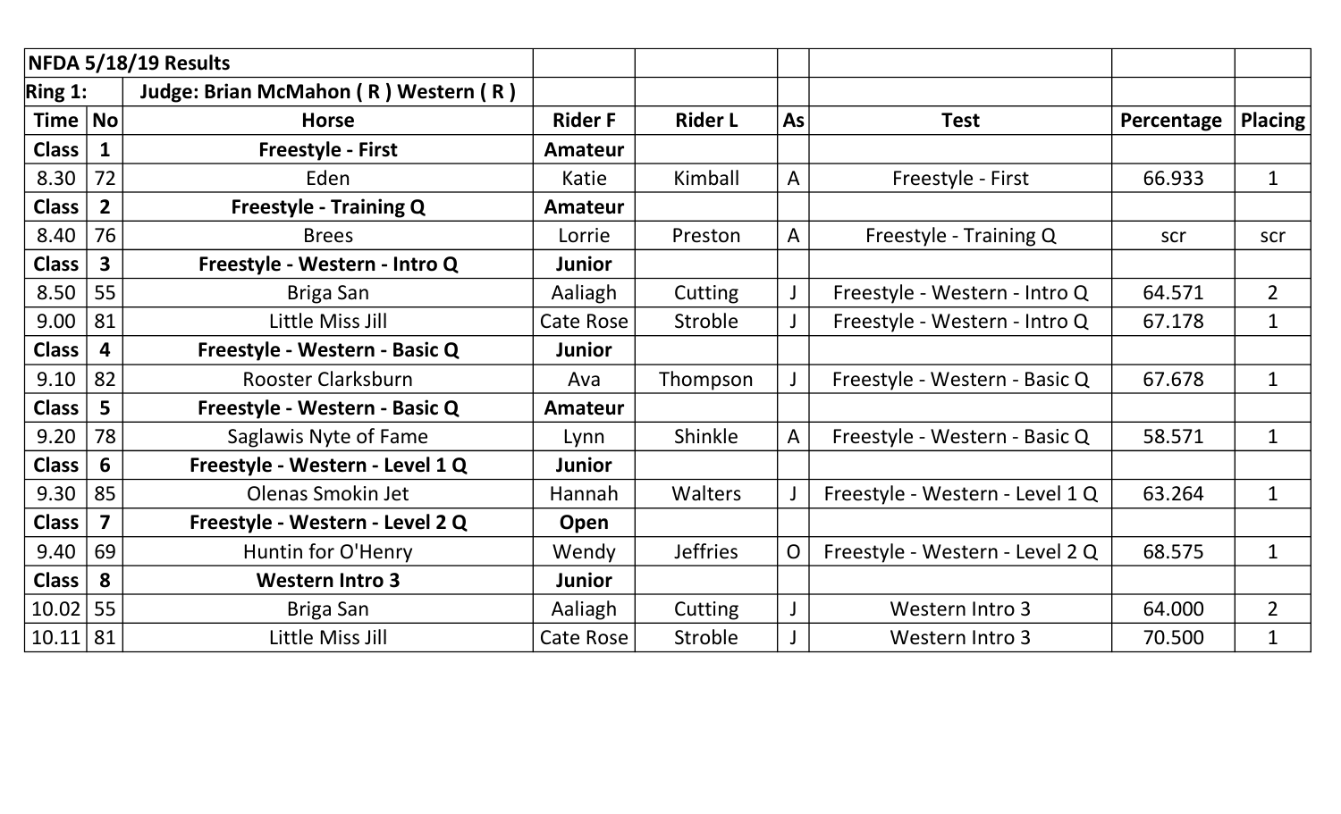| NFDA 5/18/19 Results | | | | | | | | |
|---|---|---|---|---|---|---|---|---|
| Ring 1: | | Judge: Brian McMahon ( R ) Western ( R ) | | | | | | |
| **Time** | **No** | **Horse** | **Rider F** | **Rider L** | **As** | **Test** | **Percentage** | **Placing** |
| **Class** | **1** | **Freestyle - First** | **Amateur** | | | | | |
| 8.30 | 72 | Eden | Katie | Kimball | A | Freestyle - First | 66.933 | 1 |
| **Class** | **2** | **Freestyle - Training Q** | **Amateur** | | | | | |
| 8.40 | 76 | Brees | Lorrie | Preston | A | Freestyle - Training Q | scr | scr |
| **Class** | **3** | **Freestyle - Western - Intro Q** | **Junior** | | | | | |
| 8.50 | 55 | Briga San | Aaliagh | Cutting | J | Freestyle - Western - Intro Q | 64.571 | 2 |
| 9.00 | 81 | Little Miss Jill | Cate Rose | Stroble | J | Freestyle - Western - Intro Q | 67.178 | 1 |
| **Class** | **4** | **Freestyle - Western - Basic Q** | **Junior** | | | | | |
| 9.10 | 82 | Rooster Clarksburn | Ava | Thompson | J | Freestyle - Western - Basic Q | 67.678 | 1 |
| **Class** | **5** | **Freestyle - Western - Basic Q** | **Amateur** | | | | | |
| 9.20 | 78 | Saglawis Nyte of Fame | Lynn | Shinkle | A | Freestyle - Western - Basic Q | 58.571 | 1 |
| **Class** | **6** | **Freestyle - Western - Level 1 Q** | **Junior** | | | | | |
| 9.30 | 85 | Olenas Smokin Jet | Hannah | Walters | J | Freestyle - Western - Level 1 Q | 63.264 | 1 |
| **Class** | **7** | **Freestyle - Western - Level 2 Q** | **Open** | | | | | |
| 9.40 | 69 | Huntin for O'Henry | Wendy | Jeffries | O | Freestyle - Western - Level 2 Q | 68.575 | 1 |
| **Class** | **8** | **Western Intro 3** | **Junior** | | | | | |
| 10.02 | 55 | Briga San | Aaliagh | Cutting | J | Western Intro 3 | 64.000 | 2 |
| 10.11 | 81 | Little Miss Jill | Cate Rose | Stroble | J | Western Intro 3 | 70.500 | 1 |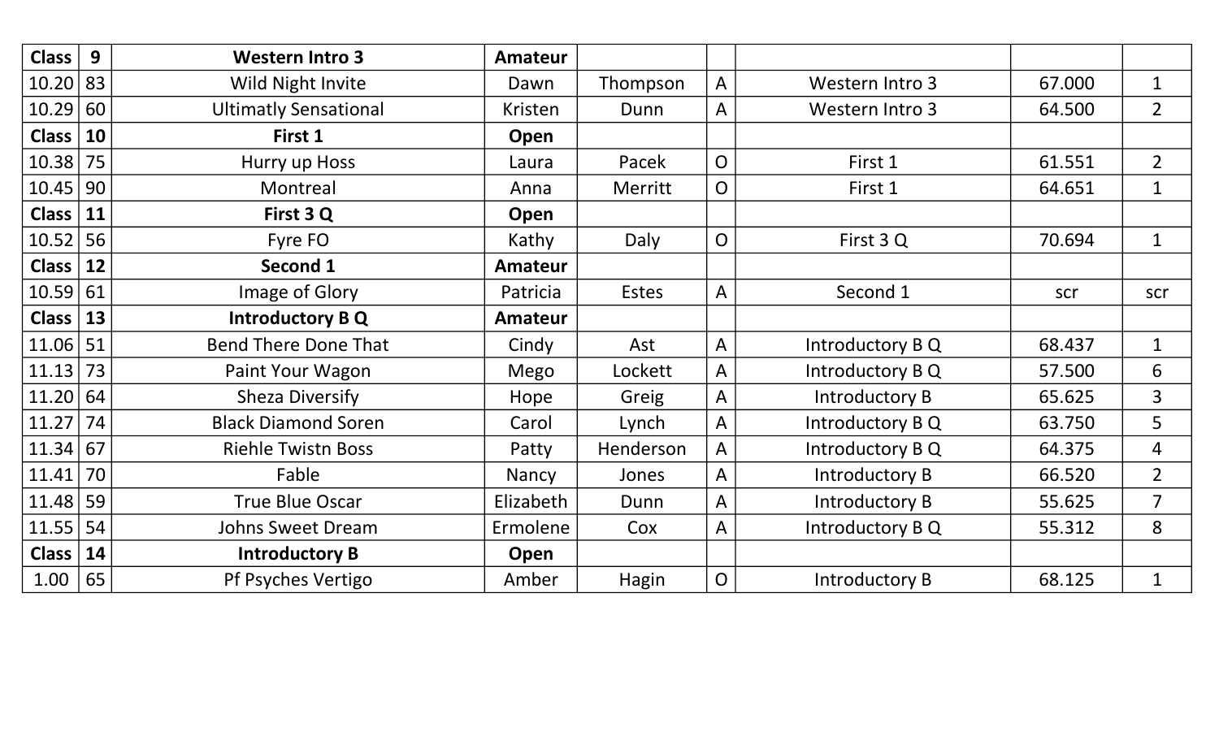| Class | 9 | Western Intro 3 | Amateur | | | | | |
|---|---|---|---|---|---|---|---|---|
| 10.20 | 83 | Wild Night Invite | Dawn | Thompson | A | Western Intro 3 | 67.000 | 1 |
| 10.29 | 60 | Ultimatly Sensational | Kristen | Dunn | A | Western Intro 3 | 64.500 | 2 |
| **Class** | **10** | **First 1** | **Open** | | | | | |
| 10.38 | 75 | Hurry up Hoss | Laura | Pacek | O | First 1 | 61.551 | 2 |
| 10.45 | 90 | Montreal | Anna | Merritt | O | First 1 | 64.651 | 1 |
| **Class** | **11** | **First 3 Q** | **Open** | | | | | |
| 10.52 | 56 | Fyre FO | Kathy | Daly | O | First 3 Q | 70.694 | 1 |
| **Class** | **12** | **Second 1** | **Amateur** | | | | | |
| 10.59 | 61 | Image of Glory | Patricia | Estes | A | Second 1 | scr | scr |
| **Class** | **13** | **Introductory B Q** | **Amateur** | | | | | |
| 11.06 | 51 | Bend There Done That | Cindy | Ast | A | Introductory B Q | 68.437 | 1 |
| 11.13 | 73 | Paint Your Wagon | Mego | Lockett | A | Introductory B Q | 57.500 | 6 |
| 11.20 | 64 | Sheza Diversify | Hope | Greig | A | Introductory B | 65.625 | 3 |
| 11.27 | 74 | Black Diamond Soren | Carol | Lynch | A | Introductory B Q | 63.750 | 5 |
| 11.34 | 67 | Riehle Twistn Boss | Patty | Henderson | A | Introductory B Q | 64.375 | 4 |
| 11.41 | 70 | Fable | Nancy | Jones | A | Introductory B | 66.520 | 2 |
| 11.48 | 59 | True Blue Oscar | Elizabeth | Dunn | A | Introductory B | 55.625 | 7 |
| 11.55 | 54 | Johns Sweet Dream | Ermolene | Cox | A | Introductory B Q | 55.312 | 8 |
| **Class** | **14** | **Introductory B** | **Open** | | | | | |
| 1.00 | 65 | Pf Psyches Vertigo | Amber | Hagin | O | Introductory B | 68.125 | 1 |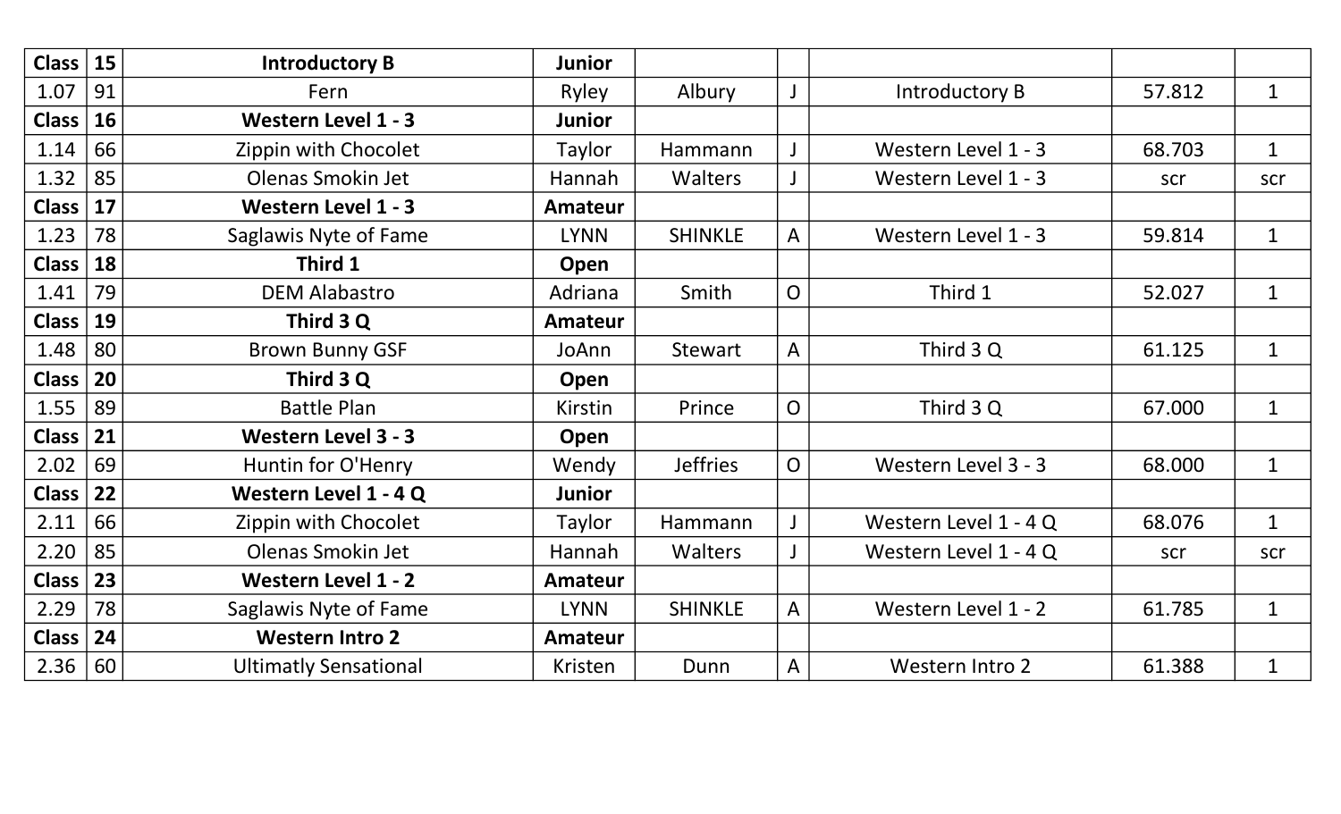| Class | 15 | **Introductory B** | **Junior** | | | | | |
|---|---|---|---|---|---|---|---|---|
| 1.07 | 91 | Fern | Ryley | Albury | J | Introductory B | 57.812 | 1 |
| **Class** | **16** | **Western Level 1 - 3** | **Junior** | | | | | |
| 1.14 | 66 | Zippin with Chocolet | Taylor | Hammann | J | Western Level 1 - 3 | 68.703 | 1 |
| 1.32 | 85 | Olenas Smokin Jet | Hannah | Walters | J | Western Level 1 - 3 | scr | scr |
| **Class** | **17** | **Western Level 1 - 3** | **Amateur** | | | | | |
| 1.23 | 78 | Saglawis Nyte of Fame | LYNN | SHINKLE | A | Western Level 1 - 3 | 59.814 | 1 |
| **Class** | **18** | **Third 1** | **Open** | | | | | |
| 1.41 | 79 | DEM Alabastro | Adriana | Smith | O | Third 1 | 52.027 | 1 |
| **Class** | **19** | **Third 3 Q** | **Amateur** | | | | | |
| 1.48 | 80 | Brown Bunny GSF | JoAnn | Stewart | A | Third 3 Q | 61.125 | 1 |
| **Class** | **20** | **Third 3 Q** | **Open** | | | | | |
| 1.55 | 89 | Battle Plan | Kirstin | Prince | O | Third 3 Q | 67.000 | 1 |
| **Class** | **21** | **Western Level 3 - 3** | **Open** | | | | | |
| 2.02 | 69 | Huntin for O'Henry | Wendy | Jeffries | O | Western Level 3 - 3 | 68.000 | 1 |
| **Class** | **22** | **Western Level 1 - 4 Q** | **Junior** | | | | | |
| 2.11 | 66 | Zippin with Chocolet | Taylor | Hammann | J | Western Level 1 - 4 Q | 68.076 | 1 |
| 2.20 | 85 | Olenas Smokin Jet | Hannah | Walters | J | Western Level 1 - 4 Q | scr | scr |
| **Class** | **23** | **Western Level 1 - 2** | **Amateur** | | | | | |
| 2.29 | 78 | Saglawis Nyte of Fame | LYNN | SHINKLE | A | Western Level 1 - 2 | 61.785 | 1 |
| **Class** | **24** | **Western Intro 2** | **Amateur** | | | | | |
| 2.36 | 60 | Ultimatly Sensational | Kristen | Dunn | A | Western Intro 2 | 61.388 | 1 |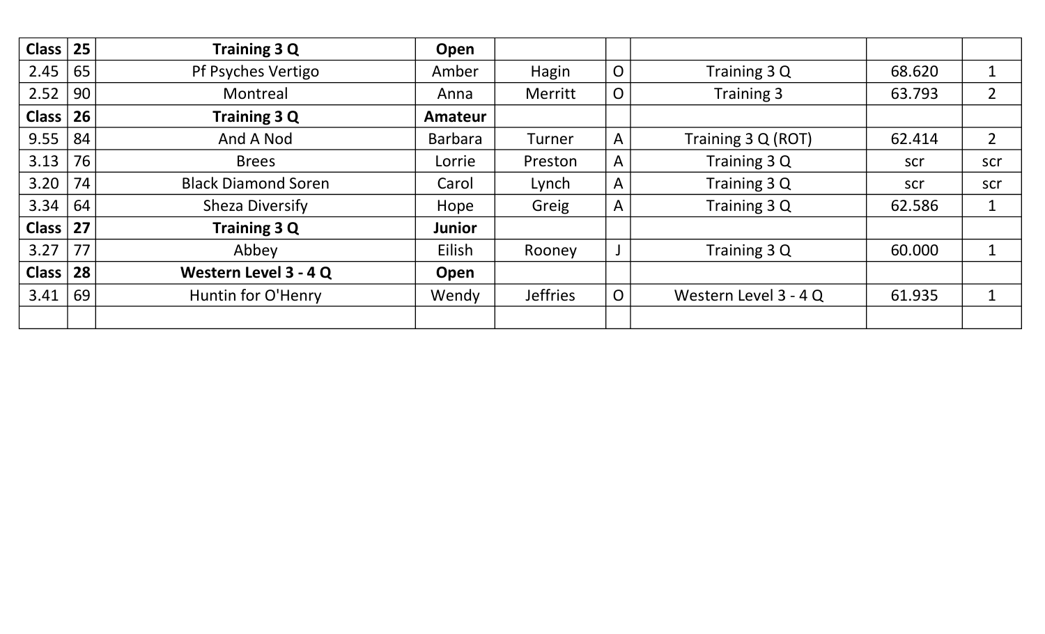| Class | 25 | Training 3 Q | Open | | | | | |
|---|---|---|---|---|---|---|---|---|
| 2.45 | 65 | Pf Psyches Vertigo | Amber | Hagin | O | Training 3 Q | 68.620 | 1 |
| 2.52 | 90 | Montreal | Anna | Merritt | O | Training 3 | 63.793 | 2 |
| **Class** | **26** | **Training 3 Q** | **Amateur** | | | | | |
| 9.55 | 84 | And A Nod | Barbara | Turner | A | Training 3 Q (ROT) | 62.414 | 2 |
| 3.13 | 76 | Brees | Lorrie | Preston | A | Training 3 Q | scr | scr |
| 3.20 | 74 | Black Diamond Soren | Carol | Lynch | A | Training 3 Q | scr | scr |
| 3.34 | 64 | Sheza Diversify | Hope | Greig | A | Training 3 Q | 62.586 | 1 |
| **Class** | **27** | **Training 3 Q** | **Junior** | | | | | |
| 3.27 | 77 | Abbey | Eilish | Rooney | J | Training 3 Q | 60.000 | 1 |
| **Class** | **28** | **Western Level 3 - 4 Q** | **Open** | | | | | |
| 3.41 | 69 | Huntin for O'Henry | Wendy | Jeffries | O | Western Level 3 - 4 Q | 61.935 | 1 |
| | | | | | | | | |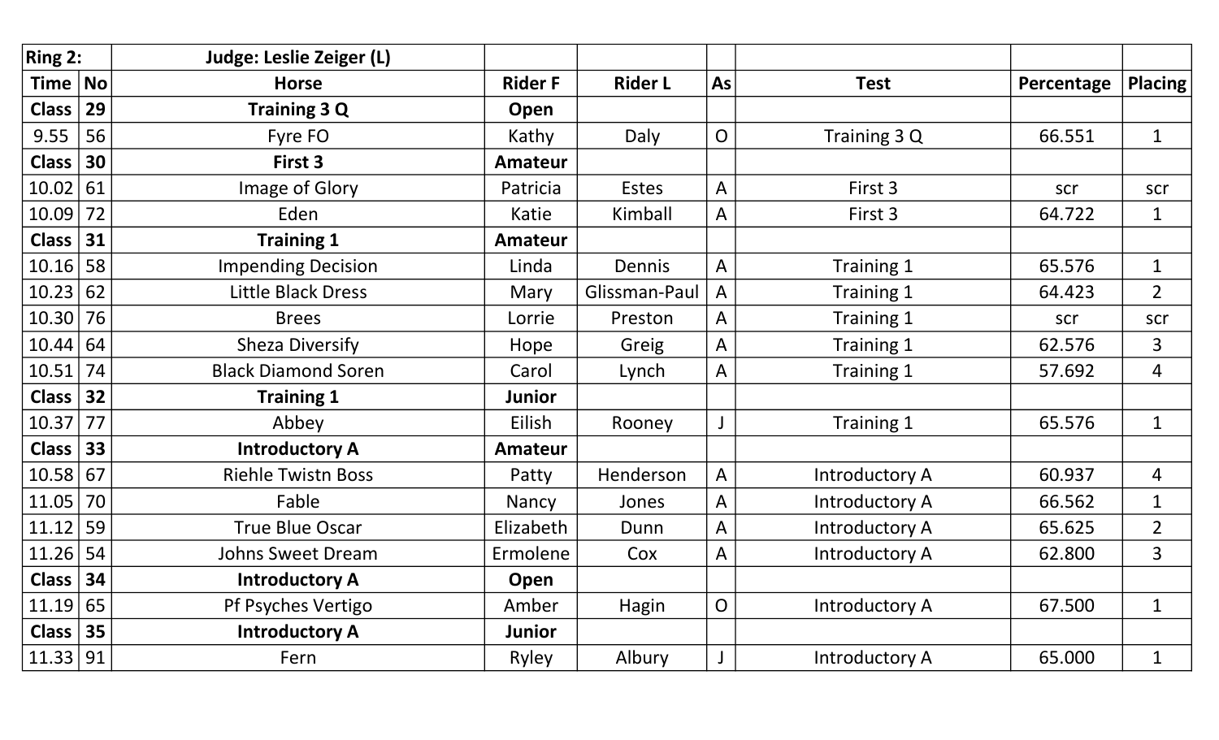| Ring 2: | | Judge: Leslie Zeiger (L) | | | | | | |
|---|---|---|---|---|---|---|---|---|
| Time | No | Horse | Rider F | Rider L | As | Test | Percentage | Placing |
| **Class** | **29** | **Training 3 Q** | **Open** | | | | | |
| 9.55 | 56 | Fyre FO | Kathy | Daly | O | Training 3 Q | 66.551 | 1 |
| **Class** | **30** | **First 3** | **Amateur** | | | | | |
| 10.02 | 61 | Image of Glory | Patricia | Estes | A | First 3 | scr | scr |
| 10.09 | 72 | Eden | Katie | Kimball | A | First 3 | 64.722 | 1 |
| **Class** | **31** | **Training 1** | **Amateur** | | | | | |
| 10.16 | 58 | Impending Decision | Linda | Dennis | A | Training 1 | 65.576 | 1 |
| 10.23 | 62 | Little Black Dress | Mary | Glissman-Paul | A | Training 1 | 64.423 | 2 |
| 10.30 | 76 | Brees | Lorrie | Preston | A | Training 1 | scr | scr |
| 10.44 | 64 | Sheza Diversify | Hope | Greig | A | Training 1 | 62.576 | 3 |
| 10.51 | 74 | Black Diamond Soren | Carol | Lynch | A | Training 1 | 57.692 | 4 |
| **Class** | **32** | **Training 1** | **Junior** | | | | | |
| 10.37 | 77 | Abbey | Eilish | Rooney | J | Training 1 | 65.576 | 1 |
| **Class** | **33** | **Introductory A** | **Amateur** | | | | | |
| 10.58 | 67 | Riehle Twistn Boss | Patty | Henderson | A | Introductory A | 60.937 | 4 |
| 11.05 | 70 | Fable | Nancy | Jones | A | Introductory A | 66.562 | 1 |
| 11.12 | 59 | True Blue Oscar | Elizabeth | Dunn | A | Introductory A | 65.625 | 2 |
| 11.26 | 54 | Johns Sweet Dream | Ermolene | Cox | A | Introductory A | 62.800 | 3 |
| **Class** | **34** | **Introductory A** | **Open** | | | | | |
| 11.19 | 65 | Pf Psyches Vertigo | Amber | Hagin | O | Introductory A | 67.500 | 1 |
| **Class** | **35** | **Introductory A** | **Junior** | | | | | |
| 11.33 | 91 | Fern | Ryley | Albury | J | Introductory A | 65.000 | 1 |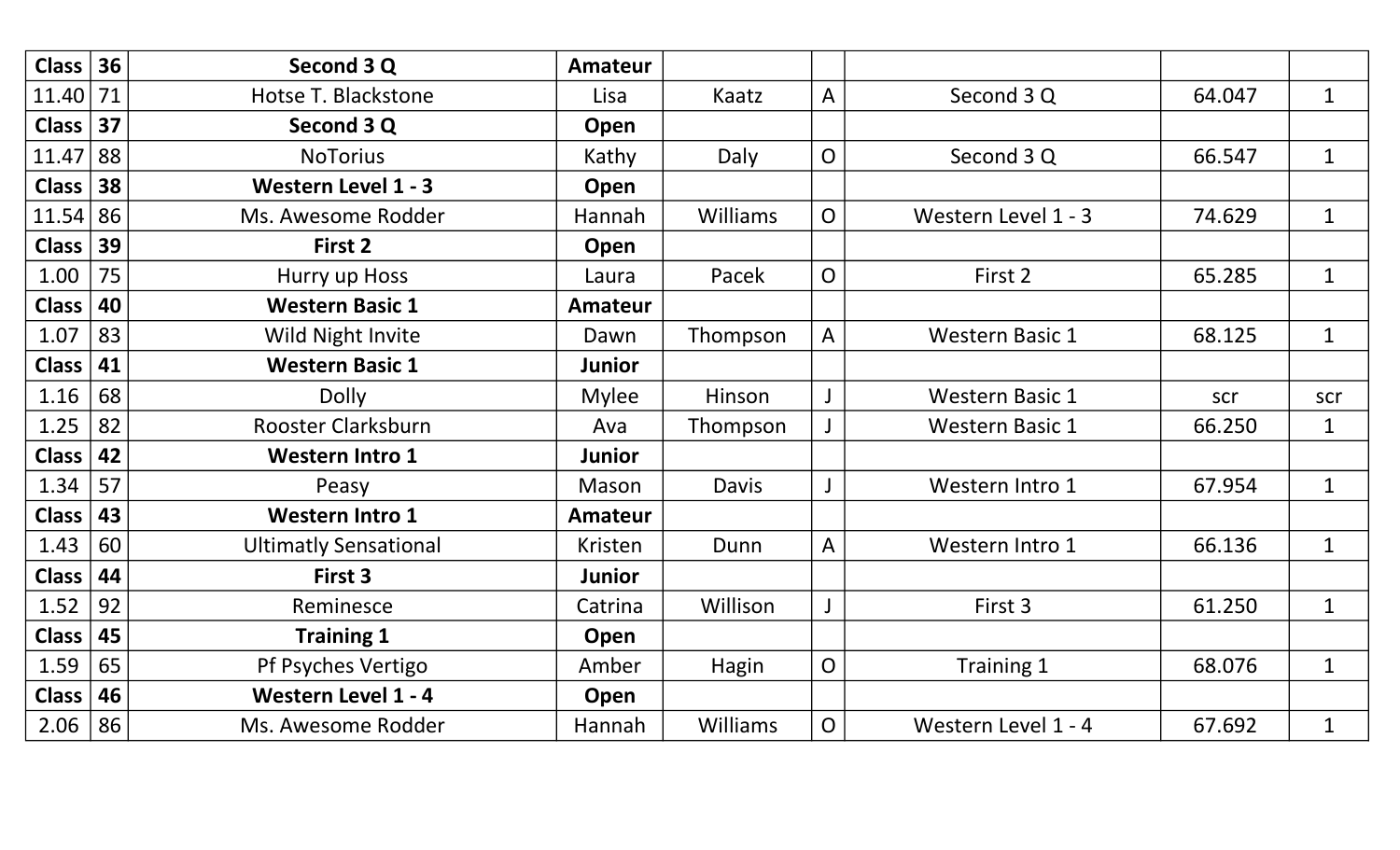| Class | 36 | **Second 3 Q** | **Amateur** | | | | | |
|---|---|---|---|---|---|---|---|---|
| 11.40 | 71 | Hotse T. Blackstone | Lisa | Kaatz | A | Second 3 Q | 64.047 | 1 |
| **Class** | **37** | **Second 3 Q** | **Open** | | | | | |
| 11.47 | 88 | NoTorius | Kathy | Daly | O | Second 3 Q | 66.547 | 1 |
| **Class** | **38** | **Western Level 1 - 3** | **Open** | | | | | |
| 11.54 | 86 | Ms. Awesome Rodder | Hannah | Williams | O | Western Level 1 - 3 | 74.629 | 1 |
| **Class** | **39** | **First 2** | **Open** | | | | | |
| 1.00 | 75 | Hurry up Hoss | Laura | Pacek | O | First 2 | 65.285 | 1 |
| **Class** | **40** | **Western Basic 1** | **Amateur** | | | | | |
| 1.07 | 83 | Wild Night Invite | Dawn | Thompson | A | Western Basic 1 | 68.125 | 1 |
| **Class** | **41** | **Western Basic 1** | **Junior** | | | | | |
| 1.16 | 68 | Dolly | Mylee | Hinson | J | Western Basic 1 | scr | scr |
| 1.25 | 82 | Rooster Clarksburn | Ava | Thompson | J | Western Basic 1 | 66.250 | 1 |
| **Class** | **42** | **Western Intro 1** | **Junior** | | | | | |
| 1.34 | 57 | Peasy | Mason | Davis | J | Western Intro 1 | 67.954 | 1 |
| **Class** | **43** | **Western Intro 1** | **Amateur** | | | | | |
| 1.43 | 60 | Ultimatly Sensational | Kristen | Dunn | A | Western Intro 1 | 66.136 | 1 |
| **Class** | **44** | **First 3** | **Junior** | | | | | |
| 1.52 | 92 | Reminesce | Catrina | Willison | J | First 3 | 61.250 | 1 |
| **Class** | **45** | **Training 1** | **Open** | | | | | |
| 1.59 | 65 | Pf Psyches Vertigo | Amber | Hagin | O | Training 1 | 68.076 | 1 |
| **Class** | **46** | **Western Level 1 - 4** | **Open** | | | | | |
| 2.06 | 86 | Ms. Awesome Rodder | Hannah | Williams | O | Western Level 1 - 4 | 67.692 | 1 |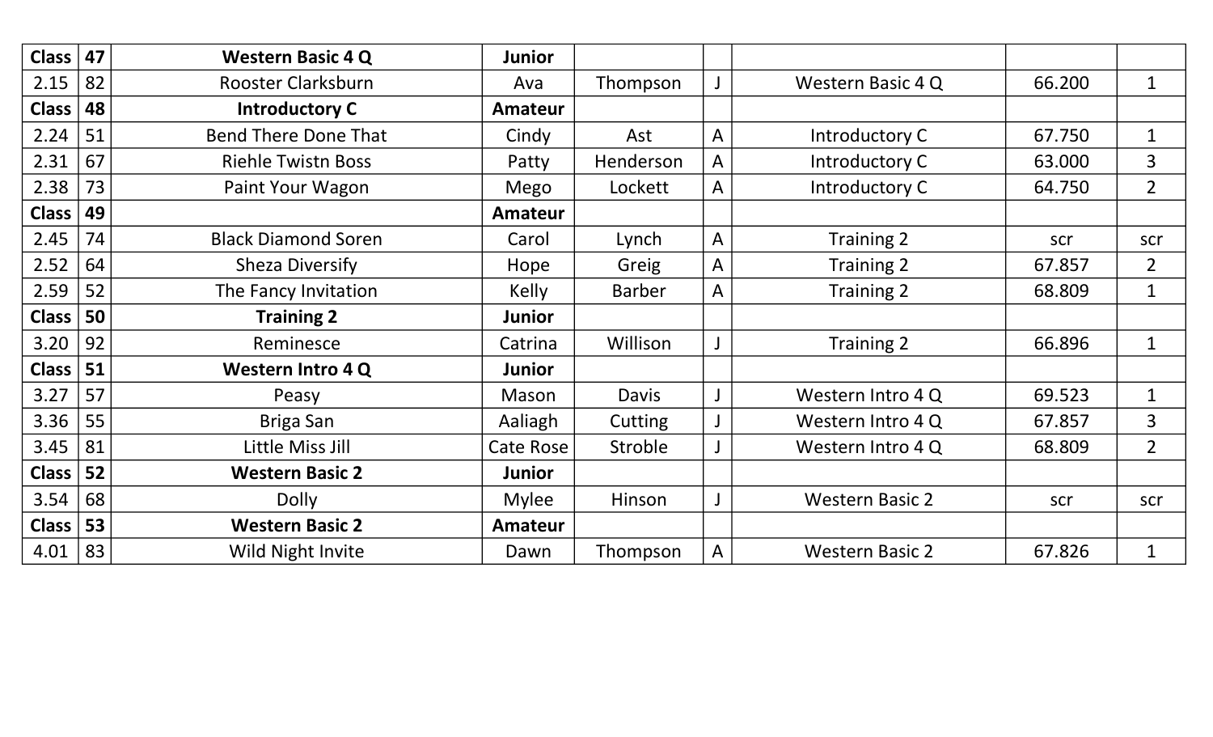| Class | 47 | Western Basic 4 Q | Junior | | | | | |
|---|---|---|---|---|---|---|---|---|
| 2.15 | 82 | Rooster Clarksburn | Ava | Thompson | J | Western Basic 4 Q | 66.200 | 1 |
| **Class** | **48** | **Introductory C** | **Amateur** | | | | | |
| 2.24 | 51 | Bend There Done That | Cindy | Ast | A | Introductory C | 67.750 | 1 |
| 2.31 | 67 | Riehle Twistn Boss | Patty | Henderson | A | Introductory C | 63.000 | 3 |
| 2.38 | 73 | Paint Your Wagon | Mego | Lockett | A | Introductory C | 64.750 | 2 |
| **Class** | **49** | | **Amateur** | | | | | |
| 2.45 | 74 | Black Diamond Soren | Carol | Lynch | A | Training 2 | scr | scr |
| 2.52 | 64 | Sheza Diversify | Hope | Greig | A | Training 2 | 67.857 | 2 |
| 2.59 | 52 | The Fancy Invitation | Kelly | Barber | A | Training 2 | 68.809 | 1 |
| **Class** | **50** | **Training 2** | **Junior** | | | | | |
| 3.20 | 92 | Reminesce | Catrina | Willison | J | Training 2 | 66.896 | 1 |
| **Class** | **51** | **Western Intro 4 Q** | **Junior** | | | | | |
| 3.27 | 57 | Peasy | Mason | Davis | J | Western Intro 4 Q | 69.523 | 1 |
| 3.36 | 55 | Briga San | Aaliagh | Cutting | J | Western Intro 4 Q | 67.857 | 3 |
| 3.45 | 81 | Little Miss Jill | Cate Rose | Stroble | J | Western Intro 4 Q | 68.809 | 2 |
| **Class** | **52** | **Western Basic 2** | **Junior** | | | | | |
| 3.54 | 68 | Dolly | Mylee | Hinson | J | Western Basic 2 | scr | scr |
| **Class** | **53** | **Western Basic 2** | **Amateur** | | | | | |
| 4.01 | 83 | Wild Night Invite | Dawn | Thompson | A | Western Basic 2 | 67.826 | 1 |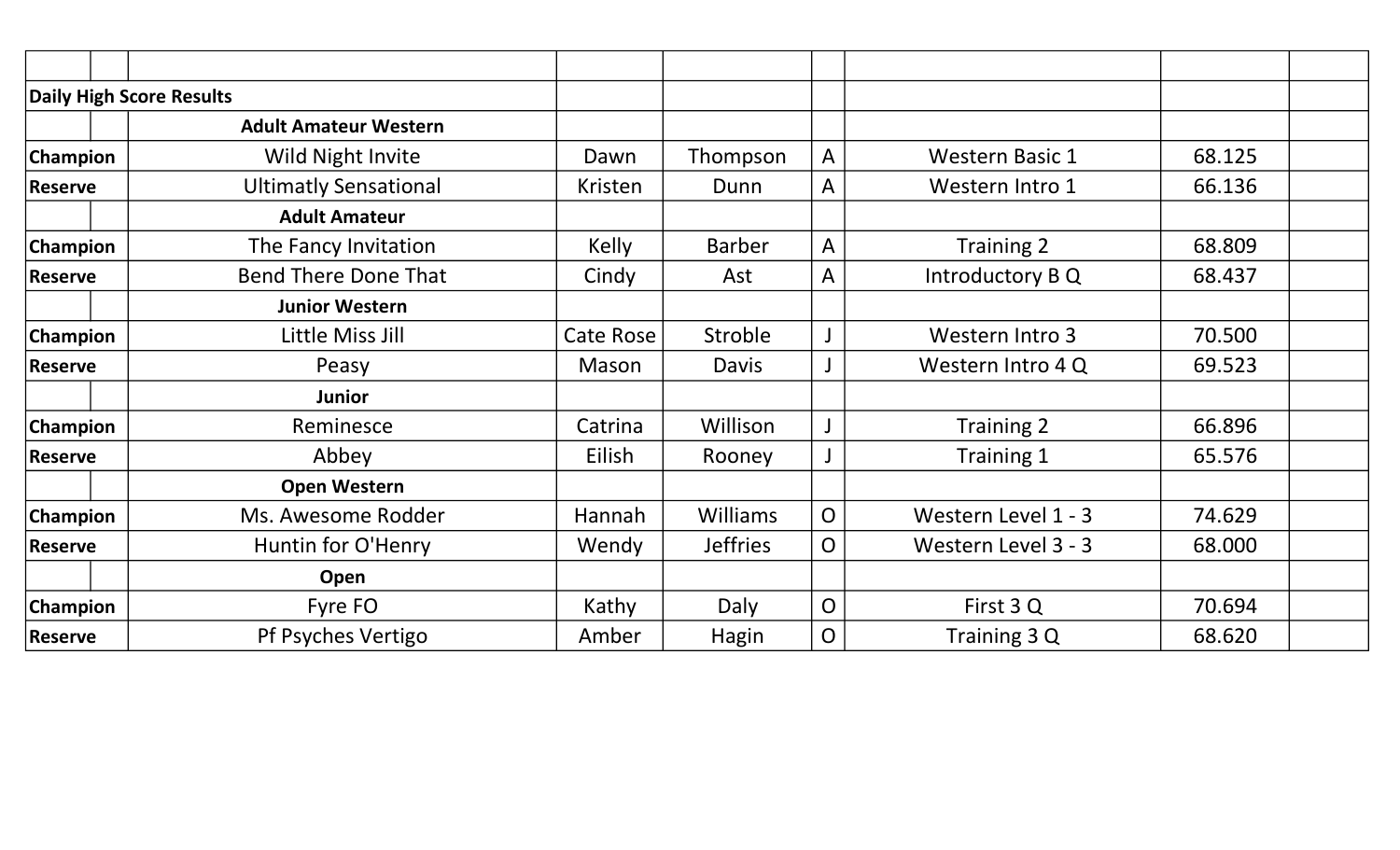| | | | | | | | | |
|---|---|---|---|---|---|---|---|---|
| **Daily High Score Results** | | | | | | | | |
| | | **Adult Amateur Western** | | | | | | |
| **Champion** | | Wild Night Invite | Dawn | Thompson | A | Western Basic 1 | 68.125 | |
| **Reserve** | | Ultimatly Sensational | Kristen | Dunn | A | Western Intro 1 | 66.136 | |
| | | **Adult Amateur** | | | | | | |
| **Champion** | | The Fancy Invitation | Kelly | Barber | A | Training 2 | 68.809 | |
| **Reserve** | | Bend There Done That | Cindy | Ast | A | Introductory B Q | 68.437 | |
| | | **Junior Western** | | | | | | |
| **Champion** | | Little Miss Jill | Cate Rose | Stroble | J | Western Intro 3 | 70.500 | |
| **Reserve** | | Peasy | Mason | Davis | J | Western Intro 4 Q | 69.523 | |
| | | **Junior** | | | | | | |
| **Champion** | | Reminesce | Catrina | Willison | J | Training 2 | 66.896 | |
| **Reserve** | | Abbey | Eilish | Rooney | J | Training 1 | 65.576 | |
| | | **Open Western** | | | | | | |
| **Champion** | | Ms. Awesome Rodder | Hannah | Williams | O | Western Level 1 - 3 | 74.629 | |
| **Reserve** | | Huntin for O'Henry | Wendy | Jeffries | O | Western Level 3 - 3 | 68.000 | |
| | | **Open** | | | | | | |
| **Champion** | | Fyre FO | Kathy | Daly | O | First 3 Q | 70.694 | |
| **Reserve** | | Pf Psyches Vertigo | Amber | Hagin | O | Training 3 Q | 68.620 | |